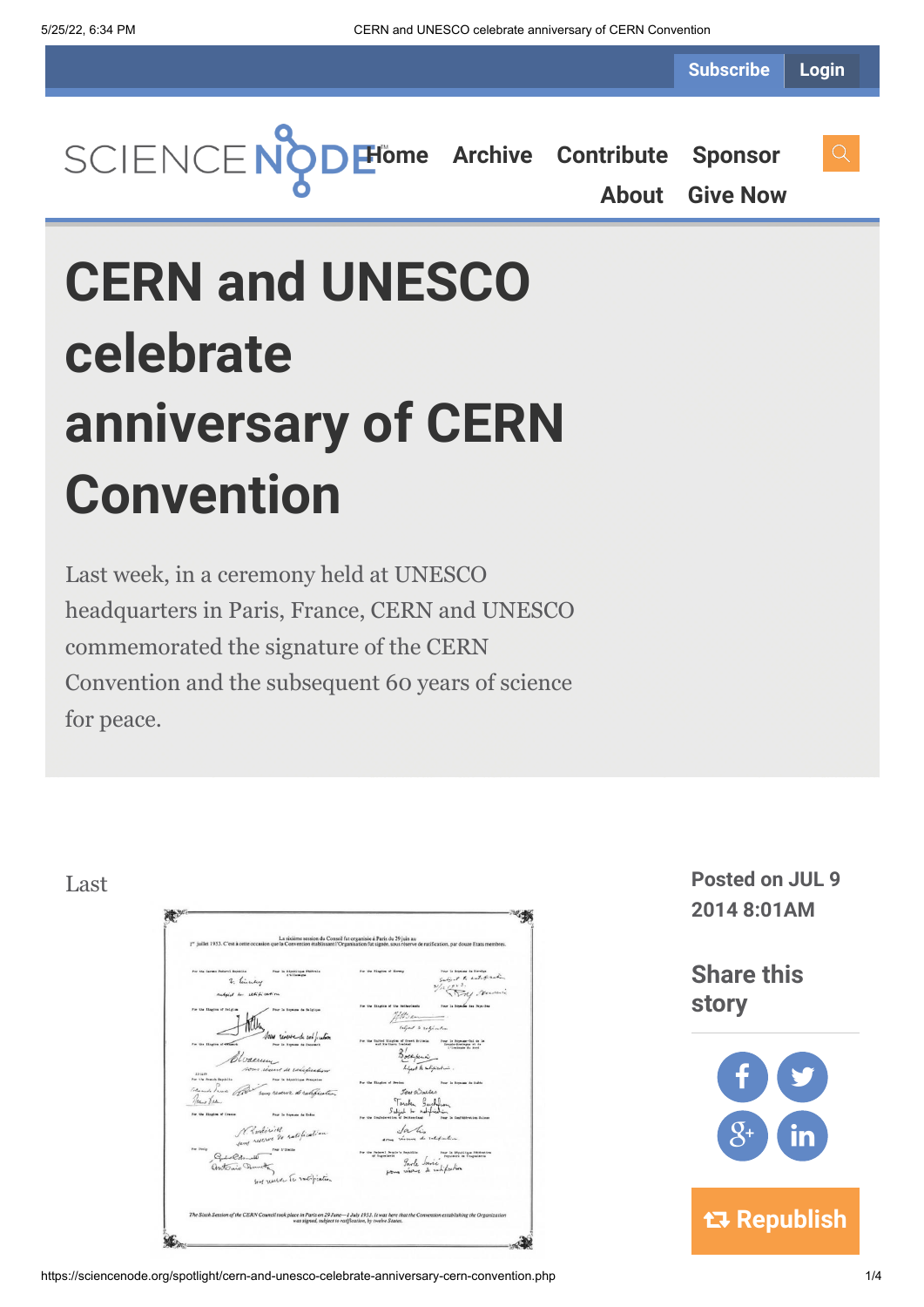Subscribe Login

Home Archive Contribute Sponsor About Give Now

# CERN and UNESCO celebrate anniversary of CERN Convention

Last week, in a ceremony held at UNESCO headquarters in Paris, France, CERN and UNESCO commemorated the signature of the CERN Convention and the subsequent 60 years of science for peace.

Last

Posted on JUL 9 2014 8:01AM

Share this story

Republish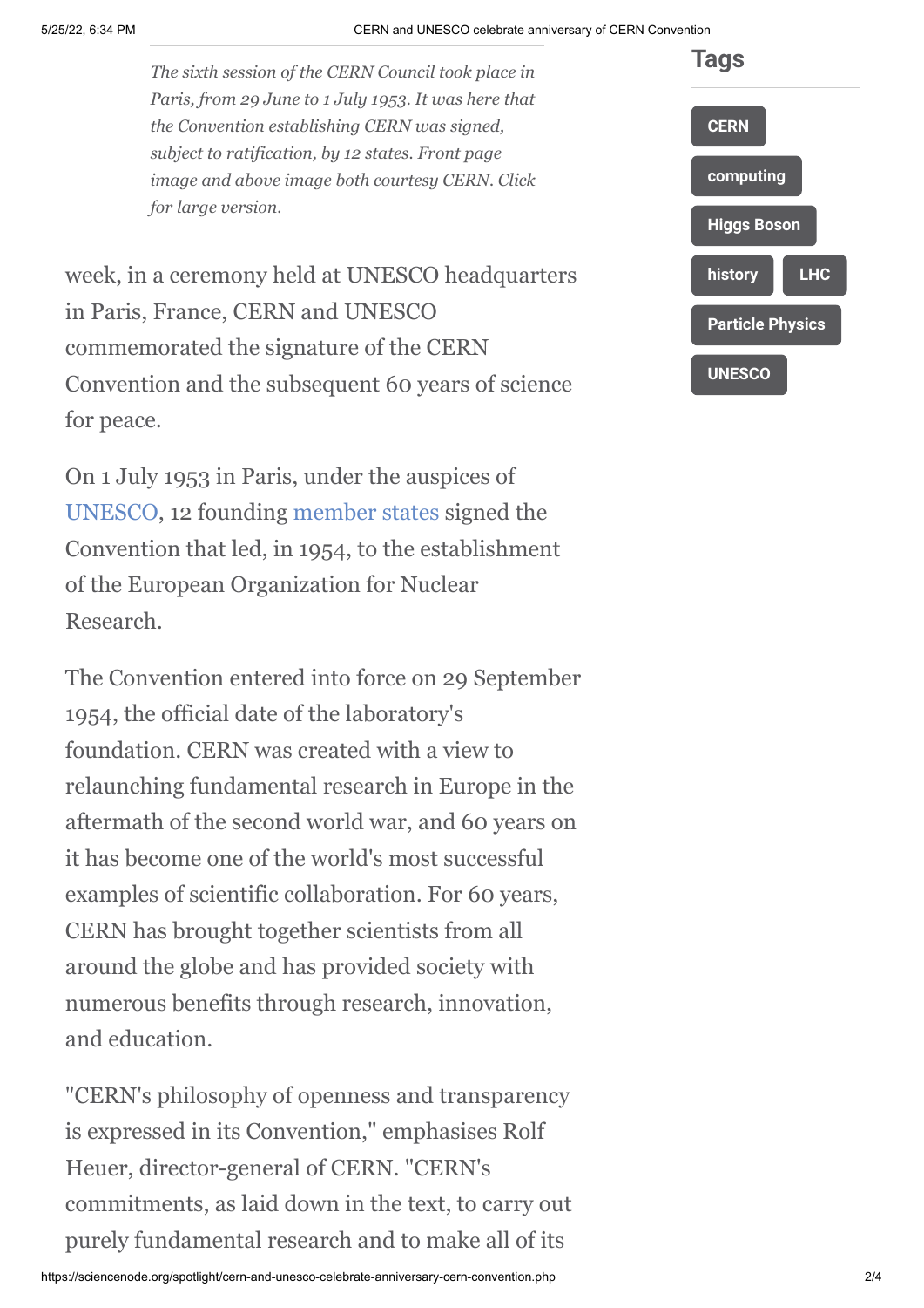*The sixth session of the CERN Council took place in Paris, from 29 June to 1 July 1953. It was here that the Convention establishing CERN was signed, subject to ratification, by 12 states. Front page image and above image both courtesy CERN. Click for large version.*

week, in a ceremony held at UNESCO headquarters in Paris, France, CERN and UNESCO commemorated the signature of the CERN Convention and the subsequent 60 years of science for peace.

On 1 July 1953 in Paris, under the auspices of UNESCO, 12 founding member states signed the Convention that led, in 1954, to the establishment of the European Organization for Nuclear Research.

The Convention entered into force on 29 September 1954, the official date of the laboratory's foundation. CERN was created with a view to relaunching fundamental research in Europe in the aftermath of the second world war, and 60 years on it has become one of the world's most successful examples of scientific collaboration. For 60 years, CERN has brought together scientists from all around the globe and has provided society with numerous benefits through research, innovation, and education.

"CERN's philosophy of openness and transparency is expressed in its Convention," emphasises Rolf Heuer, director-general of CERN. "CERN's commitments, as laid down in the text, to carry out purely fundamental research and to make all of its

## Tags

CERN

computing

Higgs Boson

history

LHC

Particle Physics

UNESCO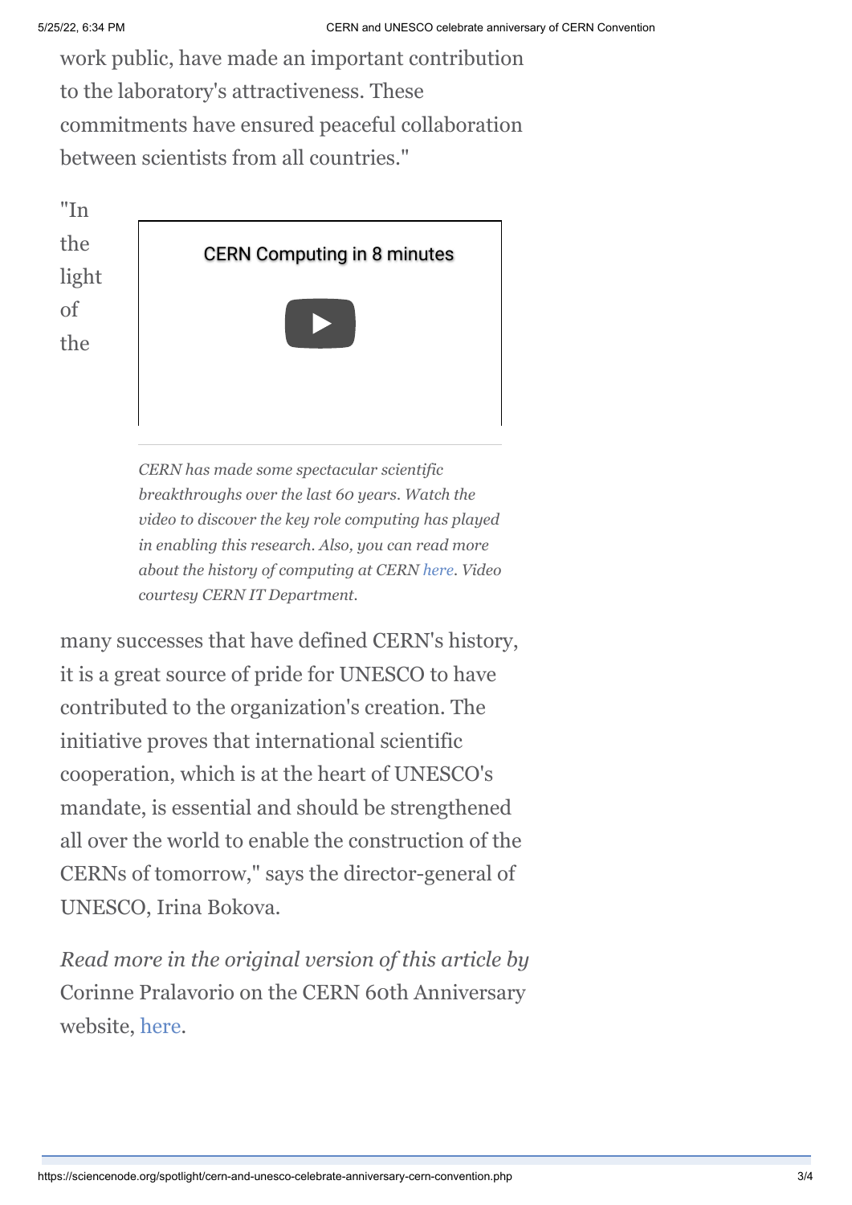work public, have made an important contribution to the laboratory's attractiveness. These commitments have ensured peaceful collaboration between scientists from all countries."

"In the light of the many successes that have defined CERN's history, it is a great source of pride for UNESCO to have contributed to the organization's creation. The initiative proves that international scientific cooperation, which is at the heart of UNESCO's mandate, is essential and should be strengthened all over the world to enable the construction of the CERNs of tomorrow," says the director-general of UNESCO, Irina Bokova.

CERN Computing in 8 minutes

*CERN has made some spectacular scientific breakthroughs over the last 60 years. Watch the video to discover the key role computing has played in enabling this research. Also, you can read more about the history of computing at CERN here. Video courtesy CERN IT Department.*

*Read more in the original version of this article by* Corinne Pralavorio on the CERN 60th Anniversary website, here.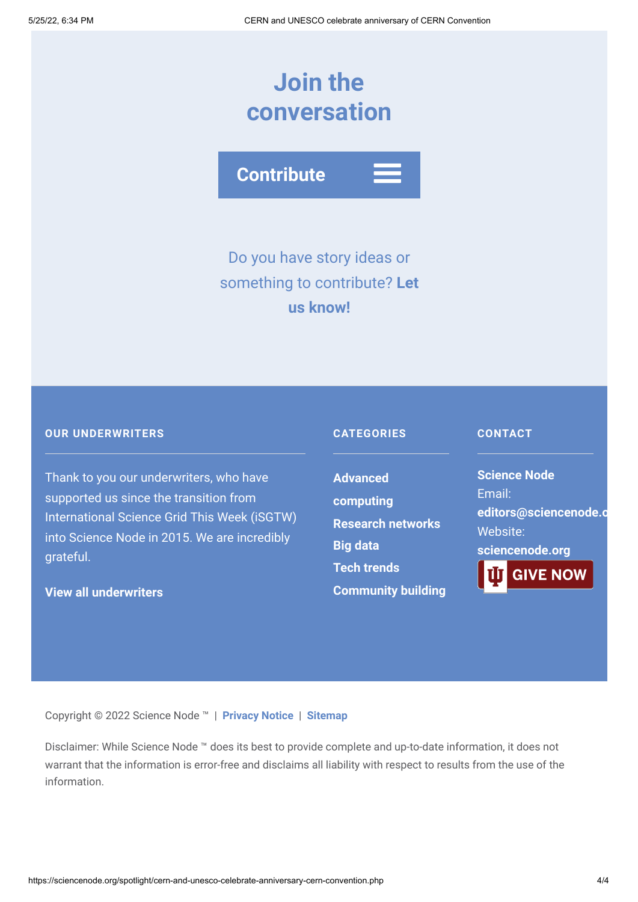# Join the conversation

**Contribute**

Do you have story ideas or something to contribute? **Let us know!**

### OUR UNDERWRITERS

Thank to you our underwriters, who have supported us since the transition from International Science Grid This Week (iSGTW) into Science Node in 2015. We are incredibly grateful.

**View all underwriters**

### CATEGORIES

**Advanced computing**

**Research networks**

**Big data**

**Tech trends**

**Community building**

### CONTACT

**Science Node**

Email:

**editors@sciencenode.o**

Website:

**sciencenode.org**

GIVE NOW

Copyright © 2022 Science Node ™ | **Privacy Notice** | **Sitemap**

Disclaimer: While Science Node ™ does its best to provide complete and up-to-date information, it does not warrant that the information is error-free and disclaims all liability with respect to results from the use of the information.